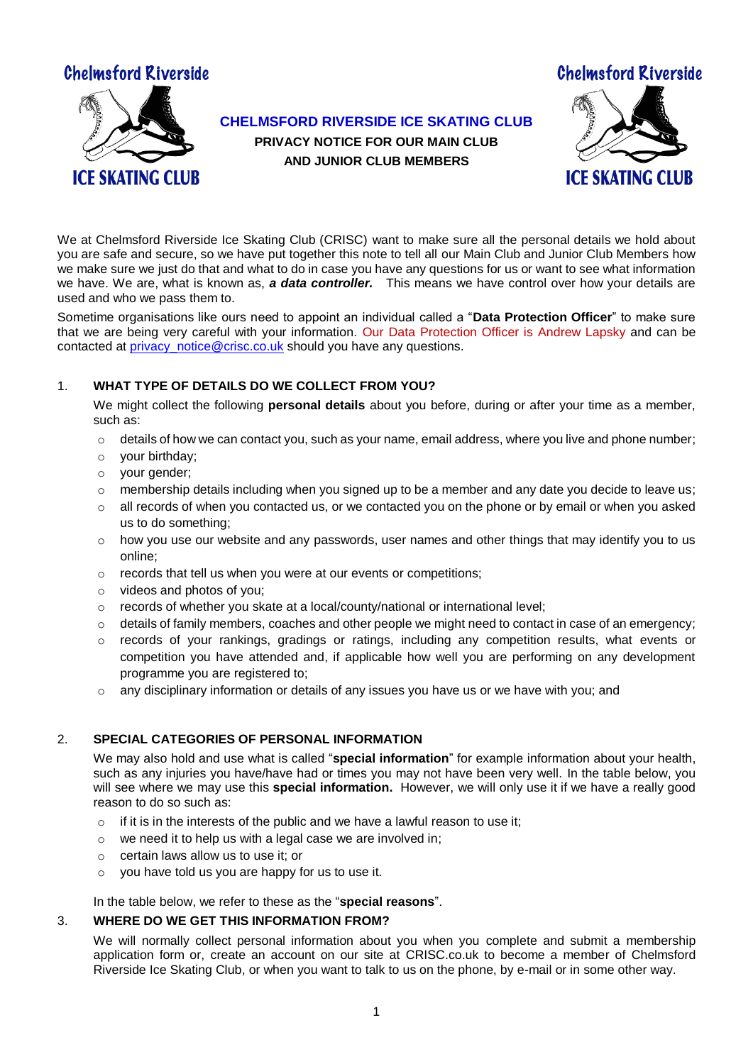# CHELMSFORD RIVERSIDE ICE SKATING CLUB

**PRIVACY NOTICE FOR OUR MAIN CLUB AND JUNIOR CLUB MEMBERS**

We at Chelmsford Riverside Ice Skating Club (CRISC) want to make sure all the personal details we hold about you are safe and secure, so we have put together this note to tell all our Main Club and Junior Club Members how we make sure we just do that and what to do in case you have any questions for us or want to see what information we have. We are, what is known as, ***a data controller.*** This means we have control over how your details are used and who we pass them to.

Sometime organisations like ours need to appoint an individual called a "**Data Protection Officer**" to make sure that we are being very careful with your information. Our Data Protection Officer is Andrew Lapsky and can be contacted at privacy_notice@crisc.co.uk should you have any questions.

## 1. WHAT TYPE OF DETAILS DO WE COLLECT FROM YOU?

We might collect the following **personal details** about you before, during or after your time as a member, such as:

- details of how we can contact you, such as your name, email address, where you live and phone number;
- your birthday;
- your gender;
- membership details including when you signed up to be a member and any date you decide to leave us;
- all records of when you contacted us, or we contacted you on the phone or by email or when you asked us to do something;
- how you use our website and any passwords, user names and other things that may identify you to us online;
- records that tell us when you were at our events or competitions;
- videos and photos of you;
- records of whether you skate at a local/county/national or international level;
- details of family members, coaches and other people we might need to contact in case of an emergency;
- records of your rankings, gradings or ratings, including any competition results, what events or competition you have attended and, if applicable how well you are performing on any development programme you are registered to;
- any disciplinary information or details of any issues you have us or we have with you; and

## 2. SPECIAL CATEGORIES OF PERSONAL INFORMATION

We may also hold and use what is called "**special information**" for example information about your health, such as any injuries you have/have had or times you may not have been very well. In the table below, you will see where we may use this **special information.** However, we will only use it if we have a really good reason to do so such as:

- if it is in the interests of the public and we have a lawful reason to use it;
- we need it to help us with a legal case we are involved in;
- certain laws allow us to use it; or
- you have told us you are happy for us to use it.

In the table below, we refer to these as the "**special reasons**".

## 3. WHERE DO WE GET THIS INFORMATION FROM?

We will normally collect personal information about you when you complete and submit a membership application form or, create an account on our site at CRISC.co.uk to become a member of Chelmsford Riverside Ice Skating Club, or when you want to talk to us on the phone, by e-mail or in some other way.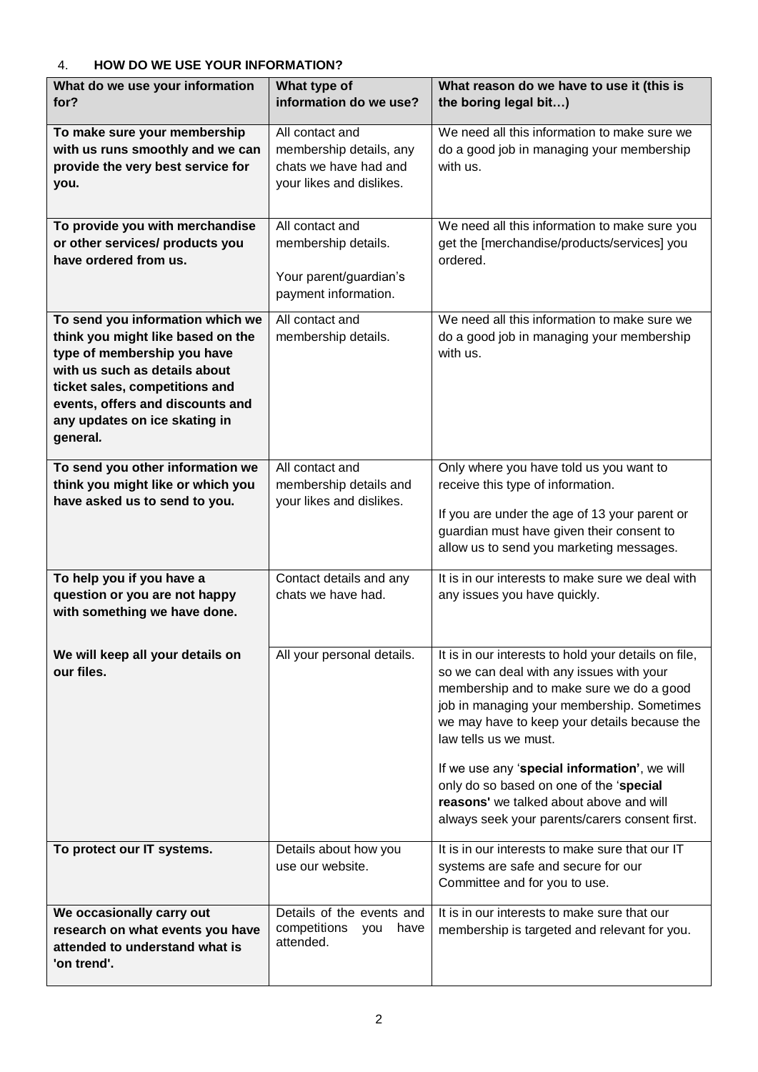## 4. HOW DO WE USE YOUR INFORMATION?

| What do we use your information for? | What type of information do we use? | What reason do we have to use it (this is the boring legal bit…) |
|---|---|---|
| **To make sure your membership with us runs smoothly and we can provide the very best service for you.** | All contact and membership details, any chats we have had and your likes and dislikes. | We need all this information to make sure we do a good job in managing your membership with us. |
| **To provide you with merchandise or other services/ products you have ordered from us.** | All contact and membership details.<br><br>Your parent/guardian's payment information. | We need all this information to make sure you get the [merchandise/products/services] you ordered. |
| **To send you information which we think you might like based on the type of membership you have with us such as details about ticket sales, competitions and events, offers and discounts and any updates on ice skating in general.** | All contact and membership details. | We need all this information to make sure we do a good job in managing your membership with us. |
| **To send you other information we think you might like or which you have asked us to send to you.** | All contact and membership details and your likes and dislikes. | Only where you have told us you want to receive this type of information.<br><br>If you are under the age of 13 your parent or guardian must have given their consent to allow us to send you marketing messages. |
| **To help you if you have a question or you are not happy with something we have done.** | Contact details and any chats we have had. | It is in our interests to make sure we deal with any issues you have quickly. |
| **We will keep all your details on our files.** | All your personal details. | It is in our interests to hold your details on file, so we can deal with any issues with your membership and to make sure we do a good job in managing your membership. Sometimes we may have to keep your details because the law tells us we must.<br><br>If we use any '**special information'**, we will only do so based on one of the '**special reasons'** we talked about above and will always seek your parents/carers consent first. |
| **To protect our IT systems.** | Details about how you use our website. | It is in our interests to make sure that our IT systems are safe and secure for our Committee and for you to use. |
| **We occasionally carry out research on what events you have attended to understand what is 'on trend'.** | Details of the events and competitions you have attended. | It is in our interests to make sure that our membership is targeted and relevant for you. |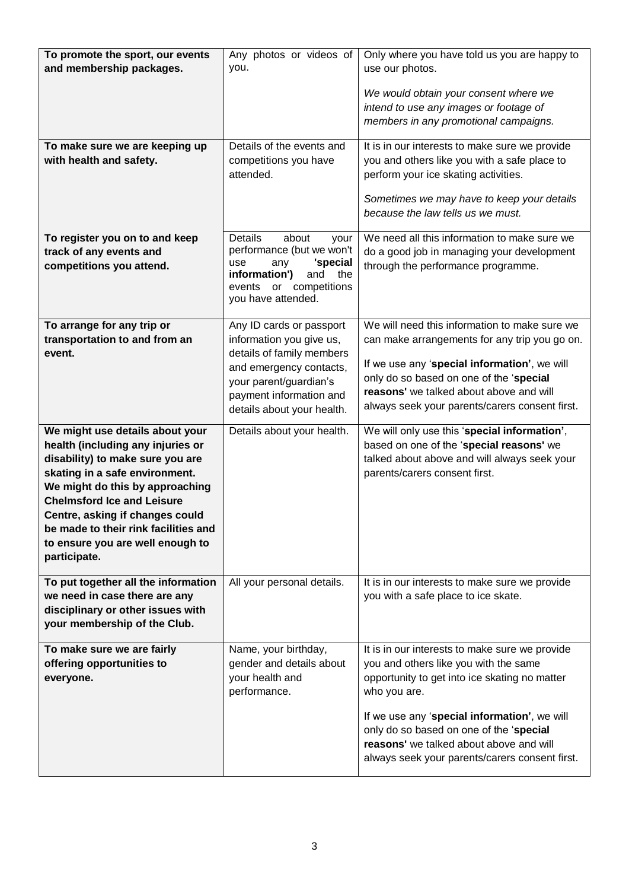| **To promote the sport, our events and membership packages.** | Any photos or videos of you. | Only where you have told us you are happy to use our photos.<br><br>*We would obtain your consent where we intend to use any images or footage of members in any promotional campaigns.* |
|---|---|---|
| **To make sure we are keeping up with health and safety.** | Details of the events and competitions you have attended. | It is in our interests to make sure we provide you and others like you with a safe place to perform your ice skating activities.<br><br>*Sometimes we may have to keep your details because the law tells us we must.* |
| **To register you on to and keep track of any events and competitions you attend.** | Details about your performance (but we won't use any **'special information')** and the events or competitions you have attended. | We need all this information to make sure we do a good job in managing your development through the performance programme. |
| **To arrange for any trip or transportation to and from an event.** | Any ID cards or passport information you give us, details of family members and emergency contacts, your parent/guardian's payment information and details about your health. | We will need this information to make sure we can make arrangements for any trip you go on.<br><br>If we use any '**special information'**, we will only do so based on one of the '**special reasons'** we talked about above and will always seek your parents/carers consent first. |
| **We might use details about your health (including any injuries or disability) to make sure you are skating in a safe environment. We might do this by approaching Chelmsford Ice and Leisure Centre, asking if changes could be made to their rink facilities and to ensure you are well enough to participate.** | Details about your health. | We will only use this '**special information'**, based on one of the '**special reasons'** we talked about above and will always seek your parents/carers consent first. |
| **To put together all the information we need in case there are any disciplinary or other issues with your membership of the Club.** | All your personal details. | It is in our interests to make sure we provide you with a safe place to ice skate. |
| **To make sure we are fairly offering opportunities to everyone.** | Name, your birthday, gender and details about your health and performance. | It is in our interests to make sure we provide you and others like you with the same opportunity to get into ice skating no matter who you are.<br><br>If we use any '**special information'**, we will only do so based on one of the '**special reasons'** we talked about above and will always seek your parents/carers consent first. |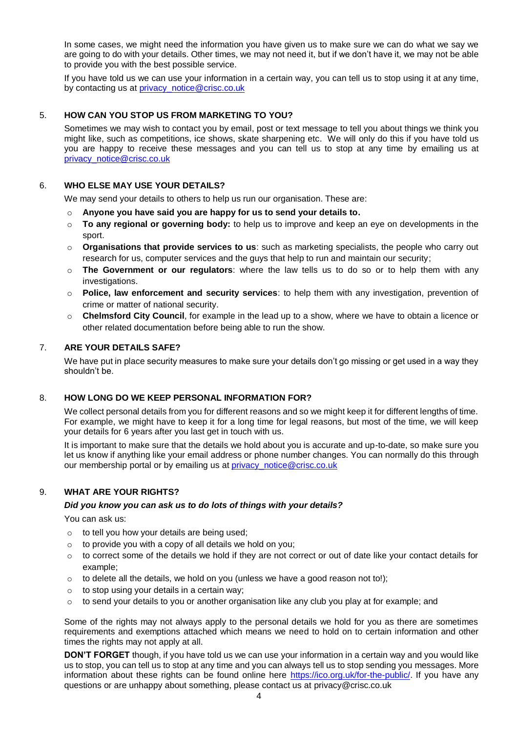In some cases, we might need the information you have given us to make sure we can do what we say we are going to do with your details. Other times, we may not need it, but if we don't have it, we may not be able to provide you with the best possible service.

If you have told us we can use your information in a certain way, you can tell us to stop using it at any time, by contacting us at privacy_notice@crisc.co.uk

## 5. HOW CAN YOU STOP US FROM MARKETING TO YOU?

Sometimes we may wish to contact you by email, post or text message to tell you about things we think you might like, such as competitions, ice shows, skate sharpening etc. We will only do this if you have told us you are happy to receive these messages and you can tell us to stop at any time by emailing us at privacy_notice@crisc.co.uk

## 6. WHO ELSE MAY USE YOUR DETAILS?

We may send your details to others to help us run our organisation. These are:

- **Anyone you have said you are happy for us to send your details to.**
- **To any regional or governing body:** to help us to improve and keep an eye on developments in the sport.
- **Organisations that provide services to us**: such as marketing specialists, the people who carry out research for us, computer services and the guys that help to run and maintain our security;
- **The Government or our regulators**: where the law tells us to do so or to help them with any investigations.
- **Police, law enforcement and security services**: to help them with any investigation, prevention of crime or matter of national security.
- **Chelmsford City Council**, for example in the lead up to a show, where we have to obtain a licence or other related documentation before being able to run the show.

## 7. ARE YOUR DETAILS SAFE?

We have put in place security measures to make sure your details don't go missing or get used in a way they shouldn't be.

## 8. HOW LONG DO WE KEEP PERSONAL INFORMATION FOR?

We collect personal details from you for different reasons and so we might keep it for different lengths of time. For example, we might have to keep it for a long time for legal reasons, but most of the time, we will keep your details for 6 years after you last get in touch with us.

It is important to make sure that the details we hold about you is accurate and up-to-date, so make sure you let us know if anything like your email address or phone number changes. You can normally do this through our membership portal or by emailing us at privacy_notice@crisc.co.uk

## 9. WHAT ARE YOUR RIGHTS?

***Did you know you can ask us to do lots of things with your details?***

You can ask us:

- to tell you how your details are being used;
- to provide you with a copy of all details we hold on you;
- to correct some of the details we hold if they are not correct or out of date like your contact details for example;
- to delete all the details, we hold on you (unless we have a good reason not to!);
- to stop using your details in a certain way;
- to send your details to you or another organisation like any club you play at for example; and

Some of the rights may not always apply to the personal details we hold for you as there are sometimes requirements and exemptions attached which means we need to hold on to certain information and other times the rights may not apply at all.

**DON'T FORGET** though, if you have told us we can use your information in a certain way and you would like us to stop, you can tell us to stop at any time and you can always tell us to stop sending you messages. More information about these rights can be found online here https://ico.org.uk/for-the-public/. If you have any questions or are unhappy about something, please contact us at privacy@crisc.co.uk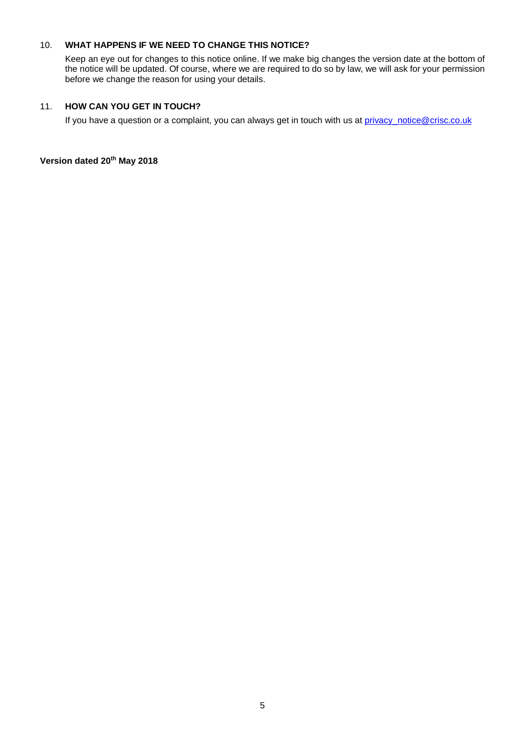## 10. WHAT HAPPENS IF WE NEED TO CHANGE THIS NOTICE?

Keep an eye out for changes to this notice online. If we make big changes the version date at the bottom of the notice will be updated. Of course, where we are required to do so by law, we will ask for your permission before we change the reason for using your details.

## 11. HOW CAN YOU GET IN TOUCH?

If you have a question or a complaint, you can always get in touch with us at privacy_notice@crisc.co.uk

**Version dated 20th May 2018**